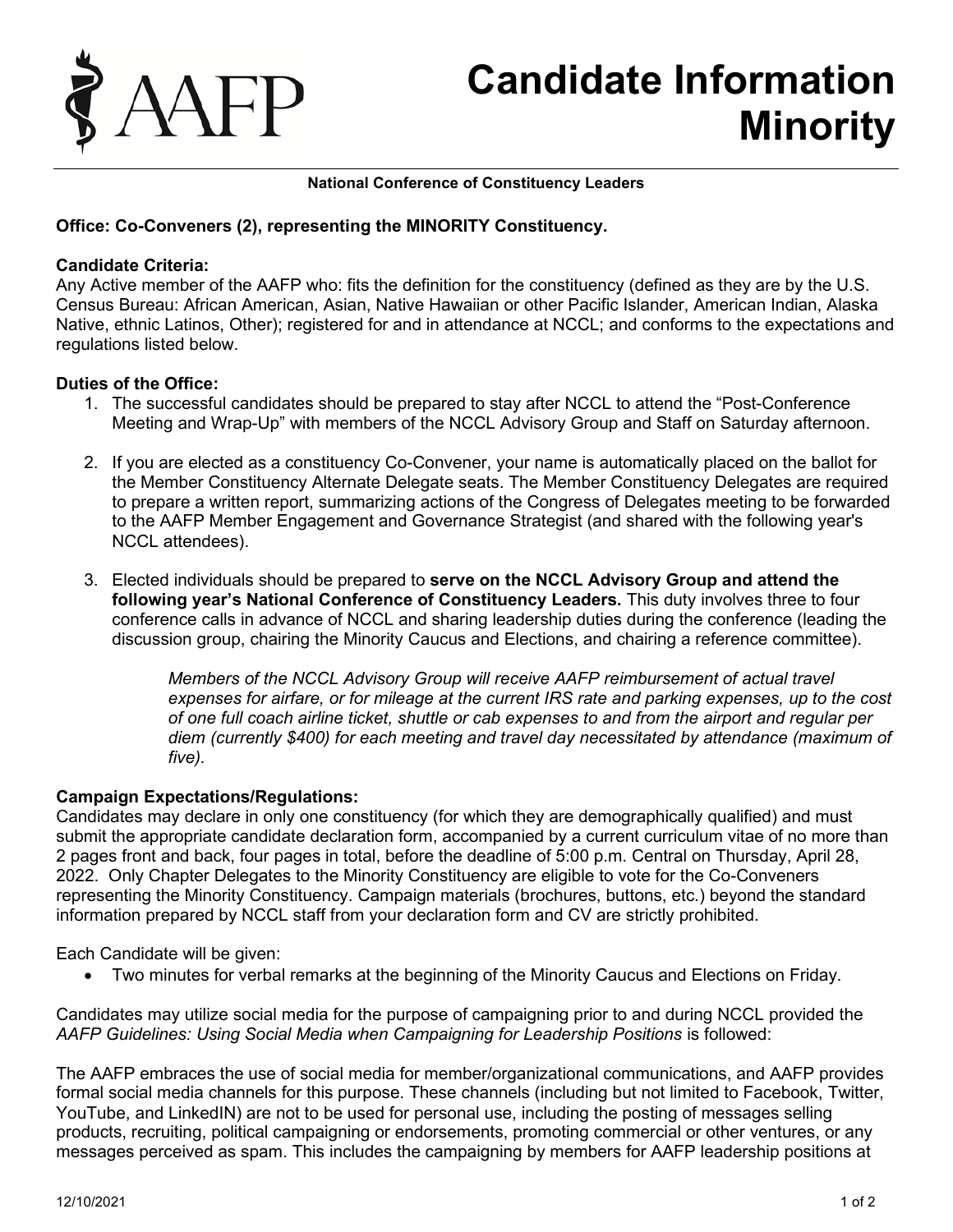# Candidate Information Minority

**National Conference of Constituency Leaders**

**Office: Co-Conveners (2), representing the MINORITY Constituency.**

**Candidate Criteria:**
Any Active member of the AAFP who: fits the definition for the constituency (defined as they are by the U.S. Census Bureau: African American, Asian, Native Hawaiian or other Pacific Islander, American Indian, Alaska Native, ethnic Latinos, Other); registered for and in attendance at NCCL; and conforms to the expectations and regulations listed below.

**Duties of the Office:**

1. The successful candidates should be prepared to stay after NCCL to attend the "Post-Conference Meeting and Wrap-Up" with members of the NCCL Advisory Group and Staff on Saturday afternoon.

2. If you are elected as a constituency Co-Convener, your name is automatically placed on the ballot for the Member Constituency Alternate Delegate seats. The Member Constituency Delegates are required to prepare a written report, summarizing actions of the Congress of Delegates meeting to be forwarded to the AAFP Member Engagement and Governance Strategist (and shared with the following year's NCCL attendees).

3. Elected individuals should be prepared to **serve on the NCCL Advisory Group and attend the following year's National Conference of Constituency Leaders.** This duty involves three to four conference calls in advance of NCCL and sharing leadership duties during the conference (leading the discussion group, chairing the Minority Caucus and Elections, and chairing a reference committee).

   *Members of the NCCL Advisory Group will receive AAFP reimbursement of actual travel expenses for airfare, or for mileage at the current IRS rate and parking expenses, up to the cost of one full coach airline ticket, shuttle or cab expenses to and from the airport and regular per diem (currently $400) for each meeting and travel day necessitated by attendance (maximum of five).*

**Campaign Expectations/Regulations:**
Candidates may declare in only one constituency (for which they are demographically qualified) and must submit the appropriate candidate declaration form, accompanied by a current curriculum vitae of no more than 2 pages front and back, four pages in total, before the deadline of 5:00 p.m. Central on Thursday, April 28, 2022. Only Chapter Delegates to the Minority Constituency are eligible to vote for the Co-Conveners representing the Minority Constituency. Campaign materials (brochures, buttons, etc.) beyond the standard information prepared by NCCL staff from your declaration form and CV are strictly prohibited.

Each Candidate will be given:

- Two minutes for verbal remarks at the beginning of the Minority Caucus and Elections on Friday.

Candidates may utilize social media for the purpose of campaigning prior to and during NCCL provided the *AAFP Guidelines: Using Social Media when Campaigning for Leadership Positions* is followed:

The AAFP embraces the use of social media for member/organizational communications, and AAFP provides formal social media channels for this purpose. These channels (including but not limited to Facebook, Twitter, YouTube, and LinkedIN) are not to be used for personal use, including the posting of messages selling products, recruiting, political campaigning or endorsements, promoting commercial or other ventures, or any messages perceived as spam. This includes the campaigning by members for AAFP leadership positions at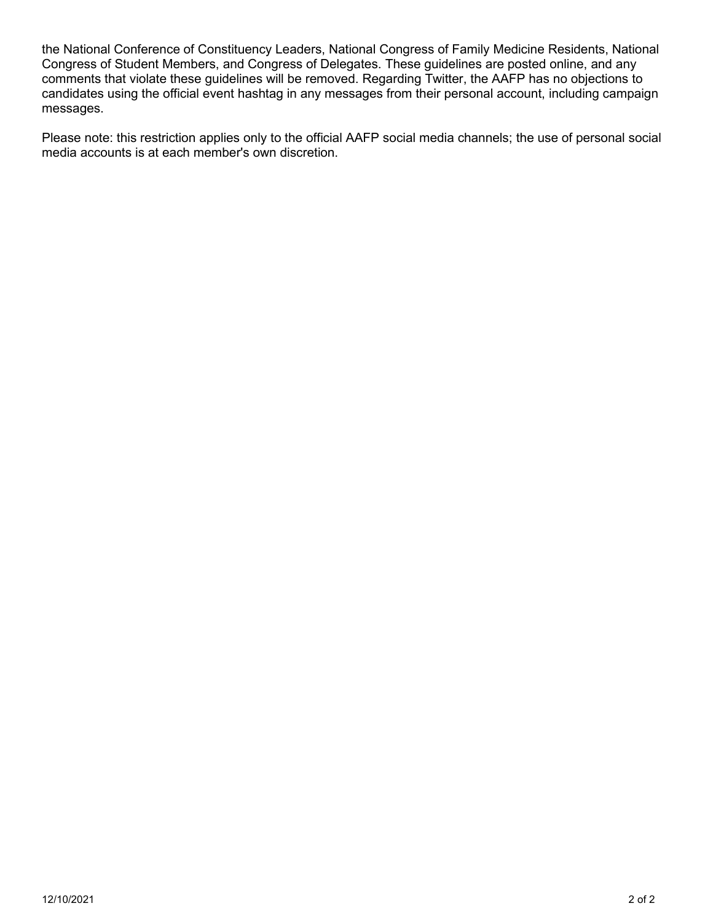the National Conference of Constituency Leaders, National Congress of Family Medicine Residents, National Congress of Student Members, and Congress of Delegates. These guidelines are posted online, and any comments that violate these guidelines will be removed. Regarding Twitter, the AAFP has no objections to candidates using the official event hashtag in any messages from their personal account, including campaign messages.

Please note: this restriction applies only to the official AAFP social media channels; the use of personal social media accounts is at each member's own discretion.